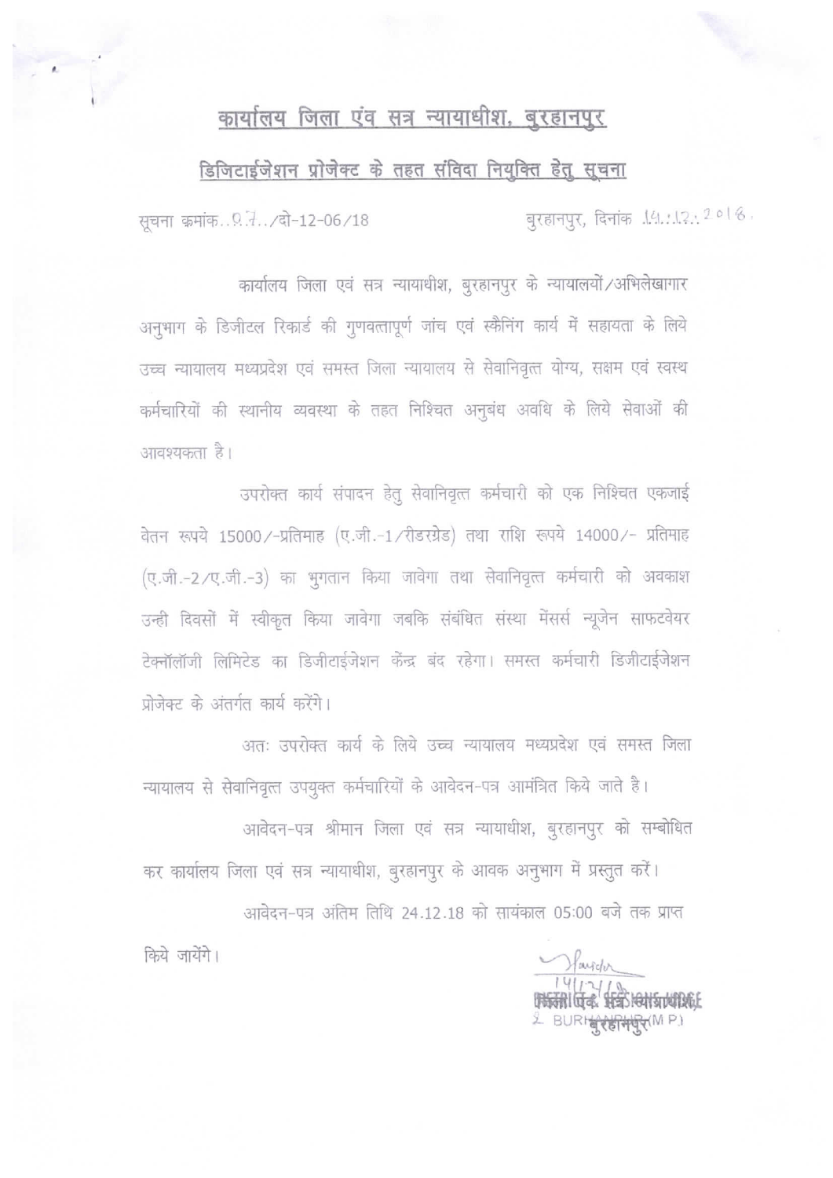# कार्यालय जिला एंव सत्र न्यायाधीश, बुरहानपुर

## डिजिटाईजेशन प्रोजेक्ट के तहत संविदा नियुक्ति हेतु सूचना

सूचना कमांक..97../दो-12-06/18 बुरहानपुर, दिनांक 14.12.2018.

कार्यालय जिला एवं सत्र न्यायाधीश, बुरहानपुर के न्यायालयों/अभिलेखागार अनुभाग के डिजीटल रिकार्ड की गुणवत्तापूर्ण जांच एवं स्कैनिंग कार्य में सहायता के लिये उच्च न्यायालय मध्यप्रदेश एवं समस्त जिला न्यायालय से सेवानिवृत्त योग्य, सक्षम एवं स्वस्थ कर्मचारियों की स्थानीय व्यवस्था के तहत निश्चित अनुबंध अवधि के लिये सेवाओं की आवश्यकता है।

उपरोक्त कार्य संपादन हेतु सेवानिवृत्त कर्मचारी को एक निश्चित एकजाई वेतन रूपये 15000/-प्रतिमाह (ए.जी.-1/रीडरग्रेड) तथा राशि रूपये 14000/- प्रतिमाह (ए.जी.-2/ए.जी.-3) का भुगतान किया जावेगा तथा सेवानिवृत्त कर्मचारी को अवकाश उन्ही दिवसों में स्वीकृत किया जावेगा जबकि संबंधित संस्था मेंसर्स न्यूजेन साफटवेयर टेक्नॉलॉजी लिमिटेड का डिजीटाईजेशन केंन्द्र बंद रहेगा। समस्त कर्मचारी डिजीटाईजेशन प्रोजेक्ट के अंतर्गत कार्य करेंगे।

अतः उपरोक्त कार्य के लिये उच्च न्यायालय मध्यप्रदेश एवं समस्त जिला न्यायालय से सेवानिवृत्त उपयुक्त कर्मचारियों के आवेदन-पत्र आमंत्रित किये जाते है।

आवेदन-पत्र श्रीमान जिला एवं सत्र न्यायाधीश, बुरहानपुर को सम्बोधित कर कार्यालय जिला एवं सत्र न्यायाधीश, बुरहानपुर के आवक अनुभाग में प्रस्तुत करें।

आवेदन-पत्र अंतिम तिथि 24.12.18 को सायंकाल 05:00 बजे तक प्राप्त किये जायेंगे।

14/12/18

जिला एवं सत्र न्यायाधीश, बुरहानपुर

DISTRICT & SESSIONS JUDGE, BURHANPUR (M.P.)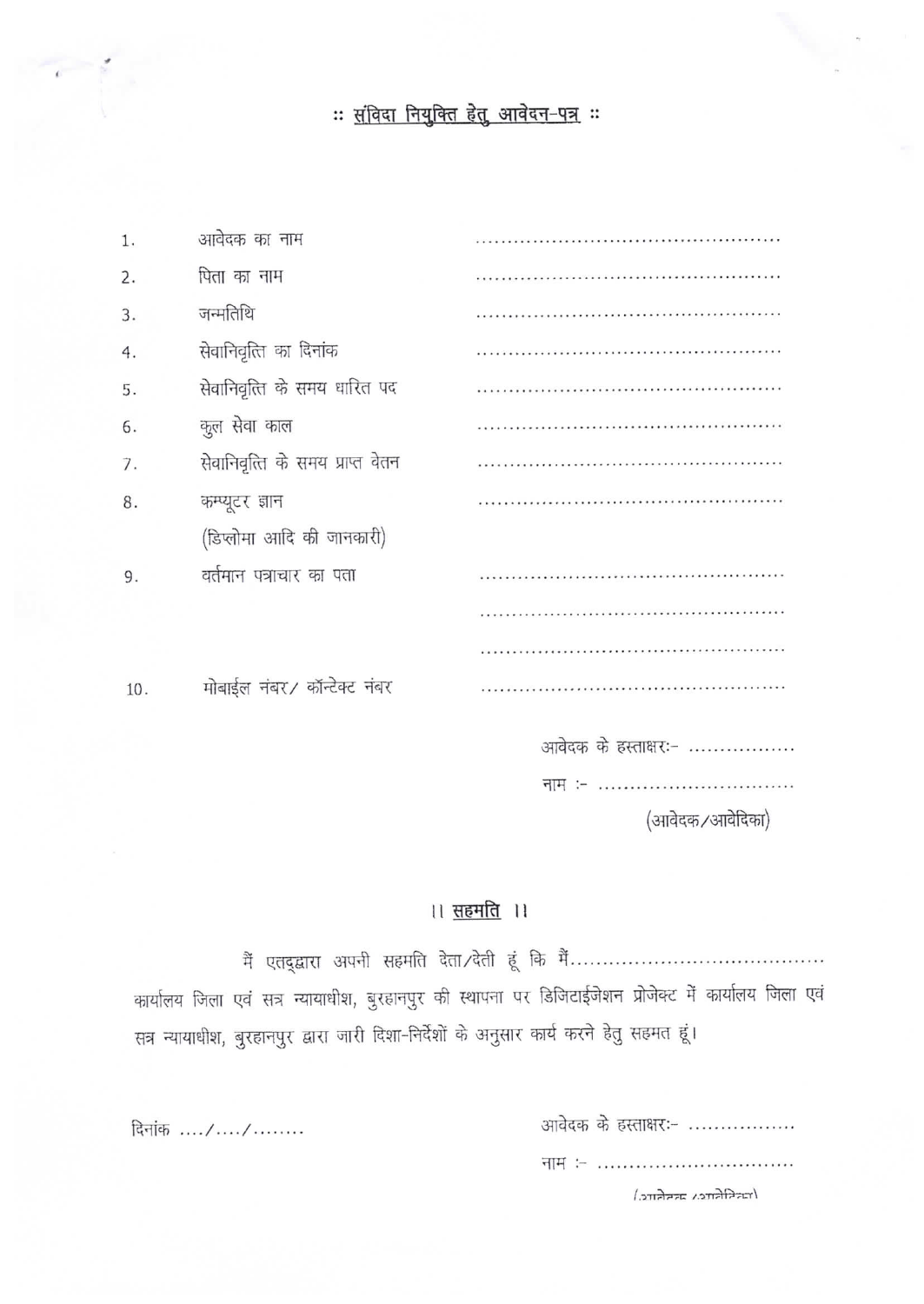## :: संविदा नियुक्ति हेतु आवेदन-पत्र ::

| | | |
|---|---|---|
| 1. | आवेदक का नाम | ................................................ |
| 2. | पिता का नाम | ................................................ |
| 3. | जन्मतिथि | ................................................ |
| 4. | सेवानिवृत्ति का दिनांक | ................................................ |
| 5. | सेवानिवृत्ति के समय धारित पद | ................................................ |
| 6. | कुल सेवा काल | ................................................ |
| 7. | सेवानिवृत्ति के समय प्राप्त वेतन | ................................................ |
| 8. | कम्प्यूटर ज्ञान (डिप्लोमा आदि की जानकारी) | ................................................ |
| 9. | वर्तमान पत्राचार का पता | ................................................ ................................................ ................................................ |
| 10. | मोबाईल नंबर/ कॉन्टेक्ट नंबर | ................................................ |

आवेदक के हस्ताक्षरः- .................

नाम :- ...............................

(आवेदक/आवेदिका)

## ।। सहमति ।।

मैं एतद्द्वारा अपनी सहमति देता/देती हूं कि मैं....................................... कार्यालय जिला एवं सत्र न्यायाधीश, बुरहानपुर की स्थापना पर डिजिटाईजेशन प्रोजेक्ट में कार्यालय जिला एवं सत्र न्यायाधीश, बुरहानपुर द्वारा जारी दिशा-निर्देशों के अनुसार कार्य करने हेतु सहमत हूं।

दिनांक ..../..../........

आवेदक के हस्ताक्षरः- .................

नाम :- ...............................

(आवेदक/आवेदिका)